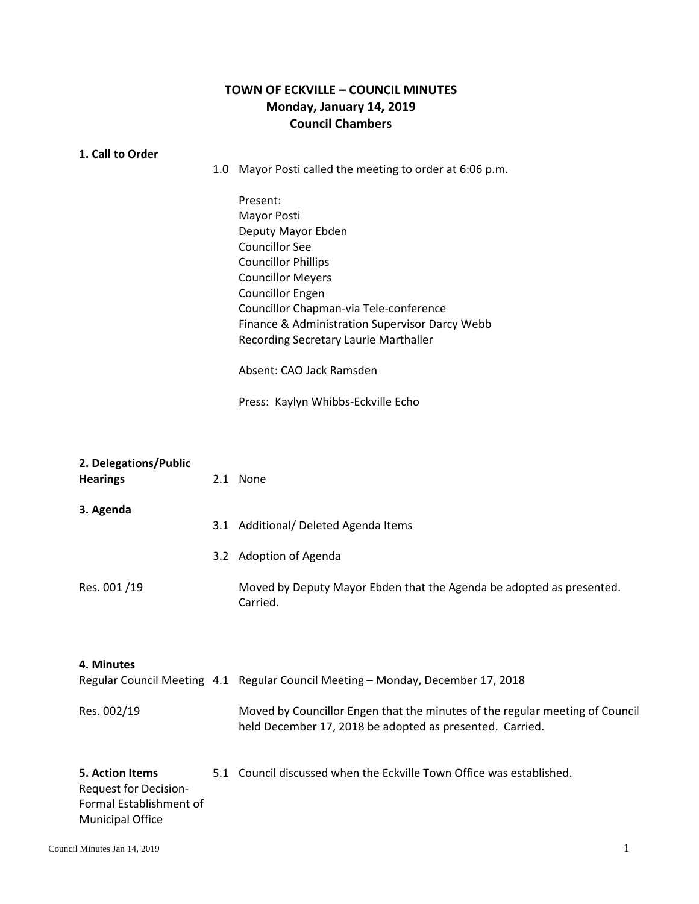# TOWN OF ECKVILLE – COUNCIL MINUTES
**Monday, January 14, 2019**
**Council Chambers**

**1. Call to Order**

1.0 Mayor Posti called the meeting to order at 6:06 p.m.

Present:
Mayor Posti
Deputy Mayor Ebden
Councillor See
Councillor Phillips
Councillor Meyers
Councillor Engen
Councillor Chapman-via Tele-conference
Finance & Administration Supervisor Darcy Webb
Recording Secretary Laurie Marthaller

Absent: CAO Jack Ramsden

Press: Kaylyn Whibbs-Eckville Echo

**2. Delegations/Public Hearings**

2.1 None

**3. Agenda**

3.1 Additional/ Deleted Agenda Items

3.2 Adoption of Agenda

Res. 001 /19 — Moved by Deputy Mayor Ebden that the Agenda be adopted as presented. Carried.

**4. Minutes**

Regular Council Meeting — 4.1 Regular Council Meeting – Monday, December 17, 2018

Res. 002/19 — Moved by Councillor Engen that the minutes of the regular meeting of Council held December 17, 2018 be adopted as presented. Carried.

**5. Action Items**

Request for Decision- Formal Establishment of Municipal Office — 5.1 Council discussed when the Eckville Town Office was established.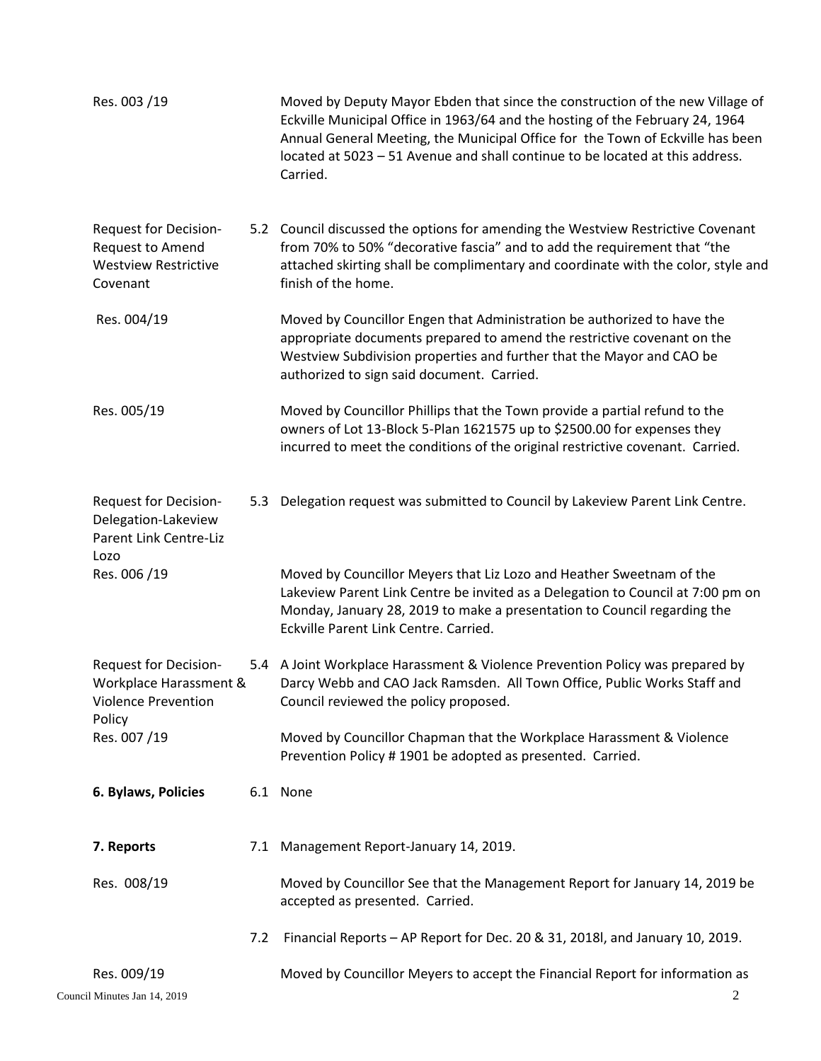Res. 003 /19

Moved by Deputy Mayor Ebden that since the construction of the new Village of Eckville Municipal Office in 1963/64 and the hosting of the February 24, 1964 Annual General Meeting, the Municipal Office for the Town of Eckville has been located at 5023 – 51 Avenue and shall continue to be located at this address. Carried.

**Request for Decision-Request to Amend Westview Restrictive Covenant**

5.2 Council discussed the options for amending the Westview Restrictive Covenant from 70% to 50% "decorative fascia" and to add the requirement that "the attached skirting shall be complimentary and coordinate with the color, style and finish of the home.

Res. 004/19

Moved by Councillor Engen that Administration be authorized to have the appropriate documents prepared to amend the restrictive covenant on the Westview Subdivision properties and further that the Mayor and CAO be authorized to sign said document. Carried.

Res. 005/19

Moved by Councillor Phillips that the Town provide a partial refund to the owners of Lot 13-Block 5-Plan 1621575 up to $2500.00 for expenses they incurred to meet the conditions of the original restrictive covenant. Carried.

**Request for Decision-Delegation-Lakeview Parent Link Centre-Liz Lozo**

5.3 Delegation request was submitted to Council by Lakeview Parent Link Centre.

Res. 006 /19

Moved by Councillor Meyers that Liz Lozo and Heather Sweetnam of the Lakeview Parent Link Centre be invited as a Delegation to Council at 7:00 pm on Monday, January 28, 2019 to make a presentation to Council regarding the Eckville Parent Link Centre. Carried.

**Request for Decision-Workplace Harassment & Violence Prevention Policy**

5.4 A Joint Workplace Harassment & Violence Prevention Policy was prepared by Darcy Webb and CAO Jack Ramsden. All Town Office, Public Works Staff and Council reviewed the policy proposed.

Res. 007 /19

Moved by Councillor Chapman that the Workplace Harassment & Violence Prevention Policy # 1901 be adopted as presented. Carried.

**6. Bylaws, Policies**

6.1 None

**7. Reports**

7.1 Management Report-January 14, 2019.

Res. 008/19

Moved by Councillor See that the Management Report for January 14, 2019 be accepted as presented. Carried.

7.2 Financial Reports – AP Report for Dec. 20 & 31, 2018l, and January 10, 2019.

Res. 009/19

Moved by Councillor Meyers to accept the Financial Report for information as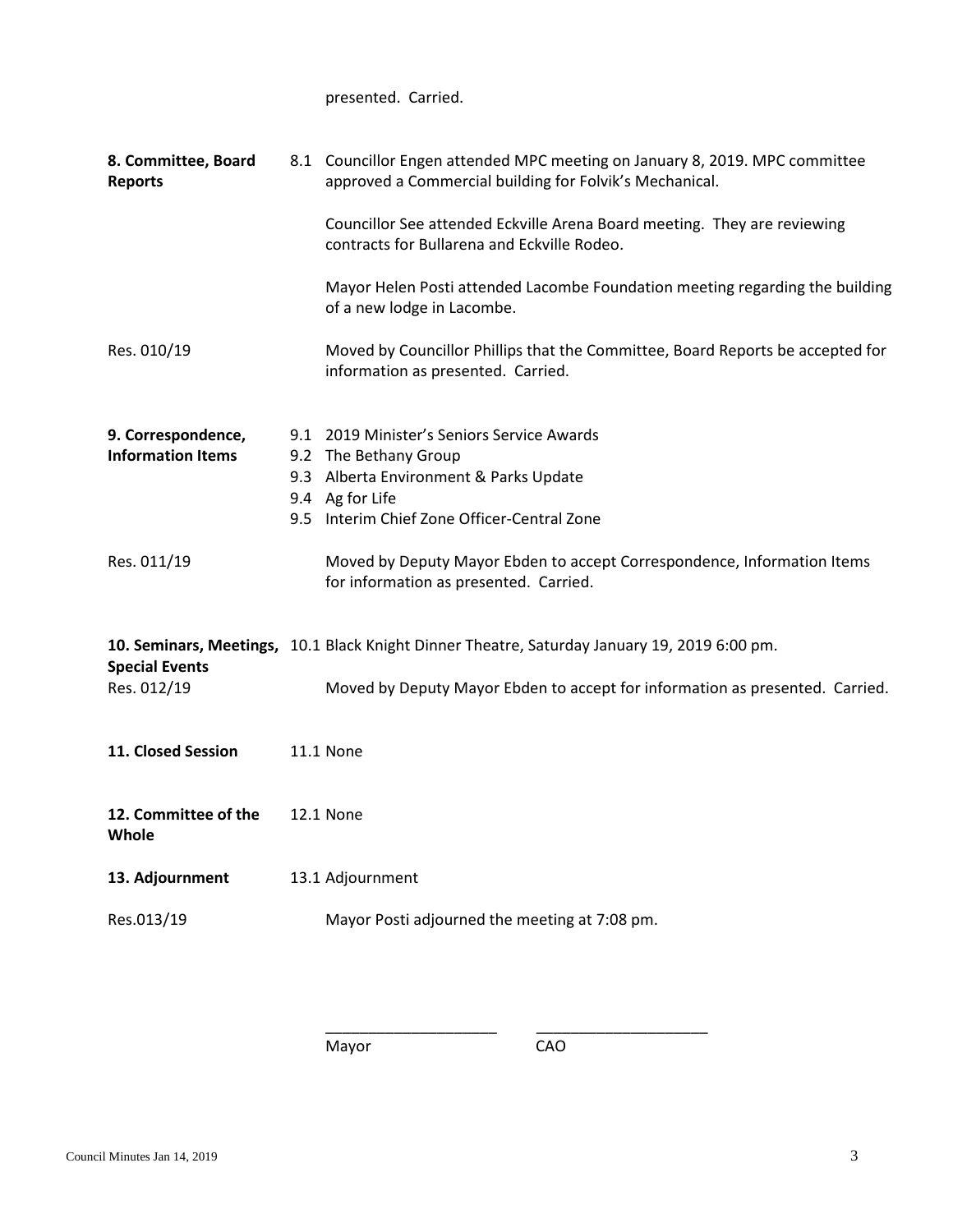presented. Carried.

| | | |
|---|---|---|
| **8. Committee, Board Reports** | 8.1 | Councillor Engen attended MPC meeting on January 8, 2019. MPC committee approved a Commercial building for Folvik's Mechanical. |
| | | Councillor See attended Eckville Arena Board meeting. They are reviewing contracts for Bullarena and Eckville Rodeo. |
| | | Mayor Helen Posti attended Lacombe Foundation meeting regarding the building of a new lodge in Lacombe. |
| Res. 010/19 | | Moved by Councillor Phillips that the Committee, Board Reports be accepted for information as presented. Carried. |
| **9. Correspondence, Information Items** | 9.1 | 2019 Minister's Seniors Service Awards |
| | 9.2 | The Bethany Group |
| | 9.3 | Alberta Environment & Parks Update |
| | 9.4 | Ag for Life |
| | 9.5 | Interim Chief Zone Officer-Central Zone |
| Res. 011/19 | | Moved by Deputy Mayor Ebden to accept Correspondence, Information Items for information as presented. Carried. |
| **10. Seminars, Meetings, Special Events** | 10.1 | Black Knight Dinner Theatre, Saturday January 19, 2019 6:00 pm. |
| Res. 012/19 | | Moved by Deputy Mayor Ebden to accept for information as presented. Carried. |
| **11. Closed Session** | 11.1 | None |
| **12. Committee of the Whole** | 12.1 | None |
| **13. Adjournment** | 13.1 | Adjournment |
| Res.013/19 | | Mayor Posti adjourned the meeting at 7:08 pm. |

____________________ ____________________

Mayor CAO